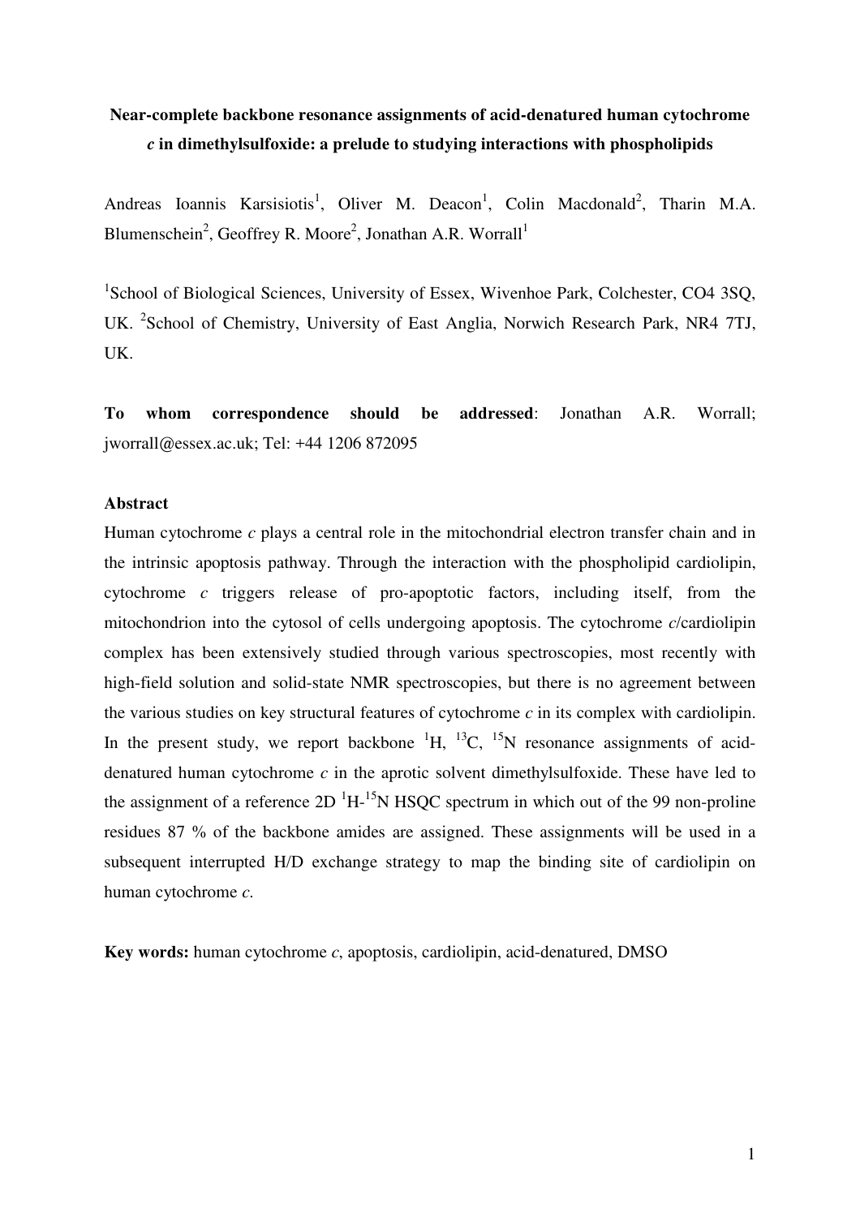# Near-complete backbone resonance assignments of acid-denatured human cytochrome *c* in dimethylsulfoxide: a prelude to studying interactions with phospholipids

Andreas Ioannis Karsisiotis[1], Oliver M. Deacon[1], Colin Macdonald[2], Tharin M.A. Blumenschein[2], Geoffrey R. Moore[2], Jonathan A.R. Worrall[1]

[1]School of Biological Sciences, University of Essex, Wivenhoe Park, Colchester, CO4 3SQ, UK. [2]School of Chemistry, University of East Anglia, Norwich Research Park, NR4 7TJ, UK.

**To whom correspondence should be addressed**: Jonathan A.R. Worrall; jworrall@essex.ac.uk; Tel: +44 1206 872095

## Abstract

Human cytochrome *c* plays a central role in the mitochondrial electron transfer chain and in the intrinsic apoptosis pathway. Through the interaction with the phospholipid cardiolipin, cytochrome *c* triggers release of pro-apoptotic factors, including itself, from the mitochondrion into the cytosol of cells undergoing apoptosis. The cytochrome *c*/cardiolipin complex has been extensively studied through various spectroscopies, most recently with high-field solution and solid-state NMR spectroscopies, but there is no agreement between the various studies on key structural features of cytochrome *c* in its complex with cardiolipin. In the present study, we report backbone $^{1}H$, $^{13}C$, $^{15}N$ resonance assignments of acid-denatured human cytochrome *c* in the aprotic solvent dimethylsulfoxide. These have led to the assignment of a reference 2D $^{1}H$-$^{15}N$ HSQC spectrum in which out of the 99 non-proline residues 87 % of the backbone amides are assigned. These assignments will be used in a subsequent interrupted H/D exchange strategy to map the binding site of cardiolipin on human cytochrome *c*.

**Key words:** human cytochrome *c*, apoptosis, cardiolipin, acid-denatured, DMSO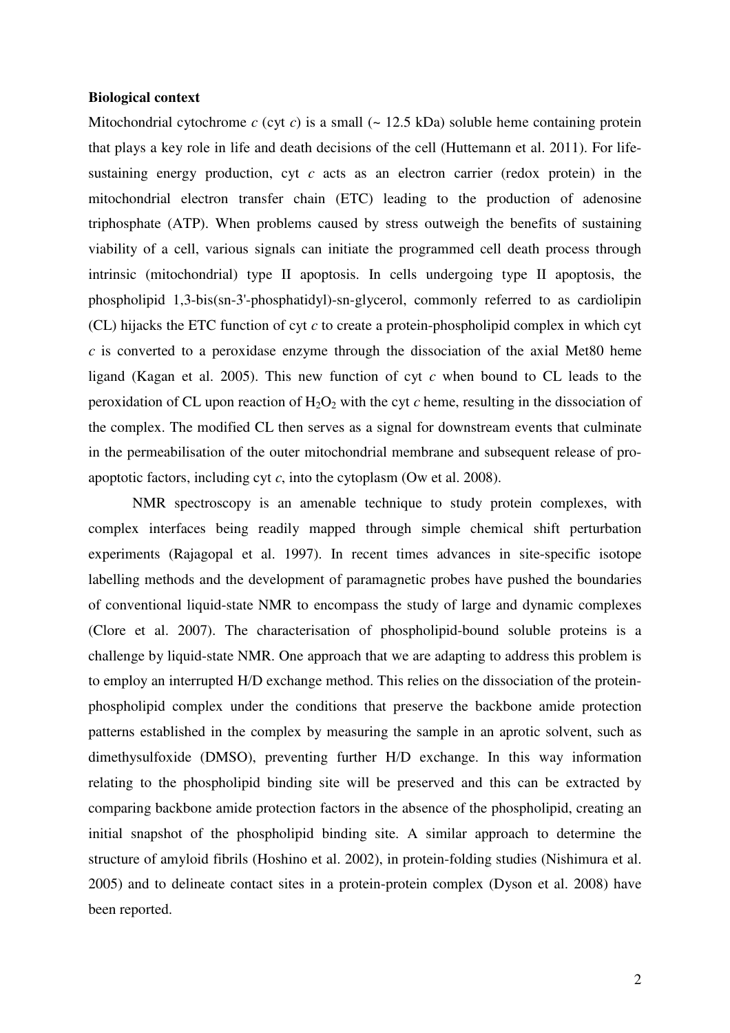**Biological context**

Mitochondrial cytochrome *c* (cyt *c*) is a small (~ 12.5 kDa) soluble heme containing protein that plays a key role in life and death decisions of the cell (Huttemann et al. 2011). For life-sustaining energy production, cyt *c* acts as an electron carrier (redox protein) in the mitochondrial electron transfer chain (ETC) leading to the production of adenosine triphosphate (ATP). When problems caused by stress outweigh the benefits of sustaining viability of a cell, various signals can initiate the programmed cell death process through intrinsic (mitochondrial) type II apoptosis. In cells undergoing type II apoptosis, the phospholipid 1,3-bis(sn-3'-phosphatidyl)-sn-glycerol, commonly referred to as cardiolipin (CL) hijacks the ETC function of cyt *c* to create a protein-phospholipid complex in which cyt *c* is converted to a peroxidase enzyme through the dissociation of the axial Met80 heme ligand (Kagan et al. 2005). This new function of cyt *c* when bound to CL leads to the peroxidation of CL upon reaction of $H_2O_2$ with the cyt *c* heme, resulting in the dissociation of the complex. The modified CL then serves as a signal for downstream events that culminate in the permeabilisation of the outer mitochondrial membrane and subsequent release of pro-apoptotic factors, including cyt *c*, into the cytoplasm (Ow et al. 2008).

NMR spectroscopy is an amenable technique to study protein complexes, with complex interfaces being readily mapped through simple chemical shift perturbation experiments (Rajagopal et al. 1997). In recent times advances in site-specific isotope labelling methods and the development of paramagnetic probes have pushed the boundaries of conventional liquid-state NMR to encompass the study of large and dynamic complexes (Clore et al. 2007). The characterisation of phospholipid-bound soluble proteins is a challenge by liquid-state NMR. One approach that we are adapting to address this problem is to employ an interrupted H/D exchange method. This relies on the dissociation of the protein-phospholipid complex under the conditions that preserve the backbone amide protection patterns established in the complex by measuring the sample in an aprotic solvent, such as dimethysulfoxide (DMSO), preventing further H/D exchange. In this way information relating to the phospholipid binding site will be preserved and this can be extracted by comparing backbone amide protection factors in the absence of the phospholipid, creating an initial snapshot of the phospholipid binding site. A similar approach to determine the structure of amyloid fibrils (Hoshino et al. 2002), in protein-folding studies (Nishimura et al. 2005) and to delineate contact sites in a protein-protein complex (Dyson et al. 2008) have been reported.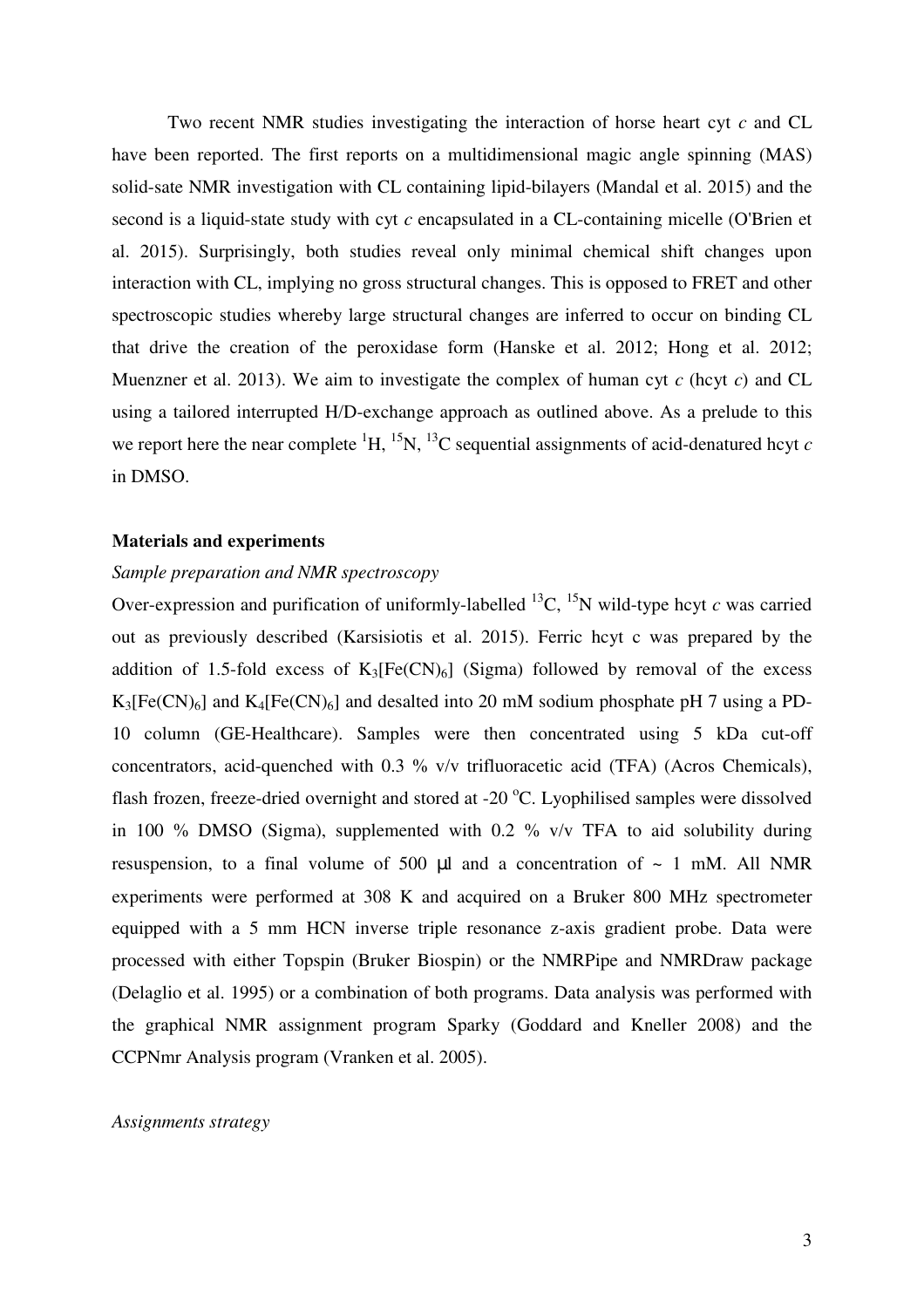Two recent NMR studies investigating the interaction of horse heart cyt *c* and CL have been reported. The first reports on a multidimensional magic angle spinning (MAS) solid-sate NMR investigation with CL containing lipid-bilayers (Mandal et al. 2015) and the second is a liquid-state study with cyt *c* encapsulated in a CL-containing micelle (O'Brien et al. 2015). Surprisingly, both studies reveal only minimal chemical shift changes upon interaction with CL, implying no gross structural changes. This is opposed to FRET and other spectroscopic studies whereby large structural changes are inferred to occur on binding CL that drive the creation of the peroxidase form (Hanske et al. 2012; Hong et al. 2012; Muenzner et al. 2013). We aim to investigate the complex of human cyt *c* (hcyt *c*) and CL using a tailored interrupted H/D-exchange approach as outlined above. As a prelude to this we report here the near complete $^{1}H$, $^{15}N$, $^{13}C$ sequential assignments of acid-denatured hcyt *c* in DMSO.

**Materials and experiments**

*Sample preparation and NMR spectroscopy*

Over-expression and purification of uniformly-labelled $^{13}C$, $^{15}N$ wild-type hcyt *c* was carried out as previously described (Karsisiotis et al. 2015). Ferric hcyt c was prepared by the addition of 1.5-fold excess of $K_3[Fe(CN)_6]$ (Sigma) followed by removal of the excess $K_3[Fe(CN)_6]$ and $K_4[Fe(CN)_6]$ and desalted into 20 mM sodium phosphate pH 7 using a PD-10 column (GE-Healthcare). Samples were then concentrated using 5 kDa cut-off concentrators, acid-quenched with 0.3 % v/v trifluoracetic acid (TFA) (Acros Chemicals), flash frozen, freeze-dried overnight and stored at -20 °C. Lyophilised samples were dissolved in 100 % DMSO (Sigma), supplemented with 0.2 % v/v TFA to aid solubility during resuspension, to a final volume of 500 µl and a concentration of ~ 1 mM. All NMR experiments were performed at 308 K and acquired on a Bruker 800 MHz spectrometer equipped with a 5 mm HCN inverse triple resonance z-axis gradient probe. Data were processed with either Topspin (Bruker Biospin) or the NMRPipe and NMRDraw package (Delaglio et al. 1995) or a combination of both programs. Data analysis was performed with the graphical NMR assignment program Sparky (Goddard and Kneller 2008) and the CCPNmr Analysis program (Vranken et al. 2005).

*Assignments strategy*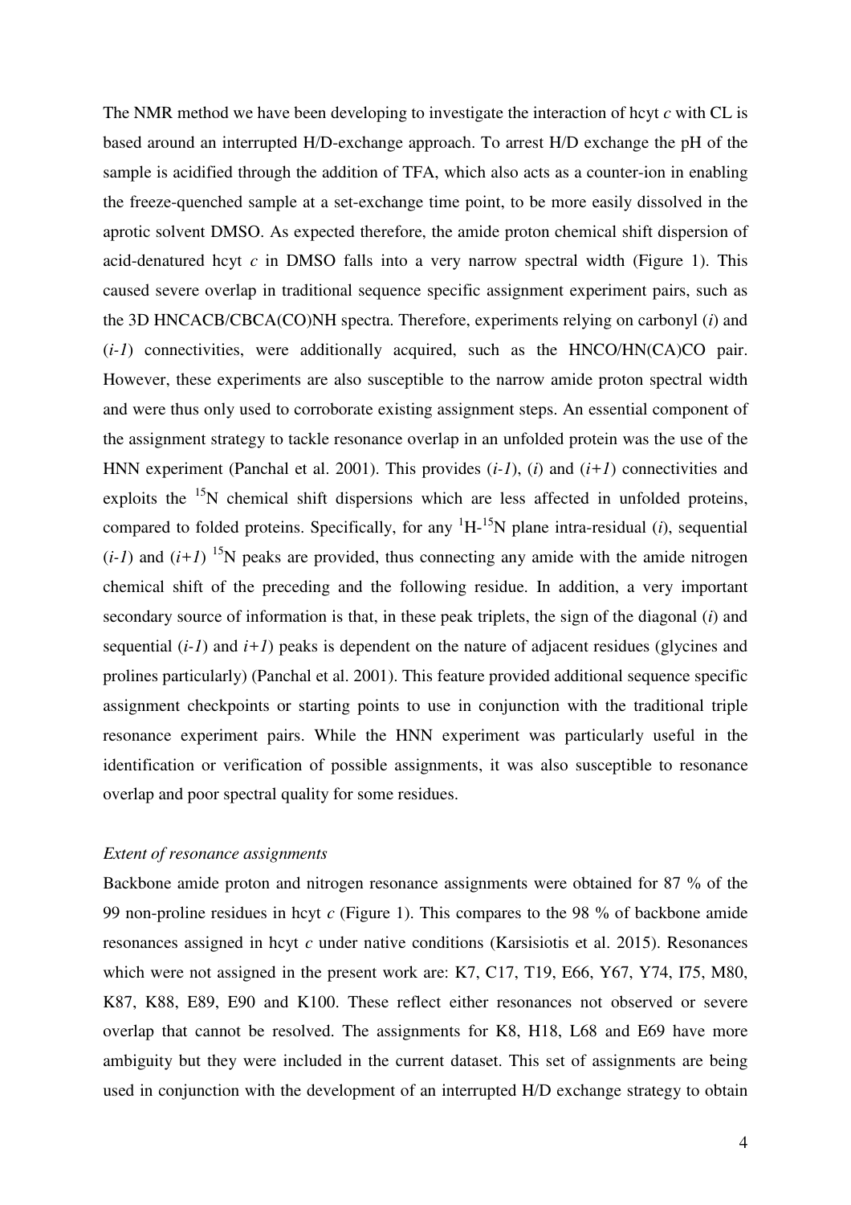The NMR method we have been developing to investigate the interaction of hcyt *c* with CL is based around an interrupted H/D-exchange approach. To arrest H/D exchange the pH of the sample is acidified through the addition of TFA, which also acts as a counter-ion in enabling the freeze-quenched sample at a set-exchange time point, to be more easily dissolved in the aprotic solvent DMSO. As expected therefore, the amide proton chemical shift dispersion of acid-denatured hcyt *c* in DMSO falls into a very narrow spectral width (Figure 1). This caused severe overlap in traditional sequence specific assignment experiment pairs, such as the 3D HNCACB/CBCA(CO)NH spectra. Therefore, experiments relying on carbonyl (*i*) and (*i-1*) connectivities, were additionally acquired, such as the HNCO/HN(CA)CO pair. However, these experiments are also susceptible to the narrow amide proton spectral width and were thus only used to corroborate existing assignment steps. An essential component of the assignment strategy to tackle resonance overlap in an unfolded protein was the use of the HNN experiment (Panchal et al. 2001). This provides (*i-1*), (*i*) and (*i+1*) connectivities and exploits the $^{15}$N chemical shift dispersions which are less affected in unfolded proteins, compared to folded proteins. Specifically, for any $^{1}$H-$^{15}$N plane intra-residual (*i*), sequential (*i-1*) and (*i+1*) $^{15}$N peaks are provided, thus connecting any amide with the amide nitrogen chemical shift of the preceding and the following residue. In addition, a very important secondary source of information is that, in these peak triplets, the sign of the diagonal (*i*) and sequential (*i-1*) and *i+1*) peaks is dependent on the nature of adjacent residues (glycines and prolines particularly) (Panchal et al. 2001). This feature provided additional sequence specific assignment checkpoints or starting points to use in conjunction with the traditional triple resonance experiment pairs. While the HNN experiment was particularly useful in the identification or verification of possible assignments, it was also susceptible to resonance overlap and poor spectral quality for some residues.

### *Extent of resonance assignments*

Backbone amide proton and nitrogen resonance assignments were obtained for 87 % of the 99 non-proline residues in hcyt *c* (Figure 1). This compares to the 98 % of backbone amide resonances assigned in hcyt *c* under native conditions (Karsisiotis et al. 2015). Resonances which were not assigned in the present work are: K7, C17, T19, E66, Y67, Y74, I75, M80, K87, K88, E89, E90 and K100. These reflect either resonances not observed or severe overlap that cannot be resolved. The assignments for K8, H18, L68 and E69 have more ambiguity but they were included in the current dataset. This set of assignments are being used in conjunction with the development of an interrupted H/D exchange strategy to obtain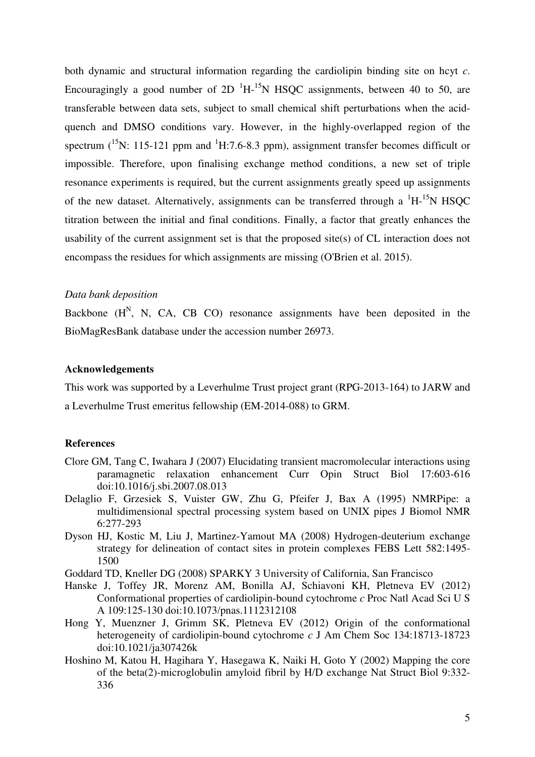both dynamic and structural information regarding the cardiolipin binding site on hcyt *c*. Encouragingly a good number of 2D $^{1}$H-$^{15}$N HSQC assignments, between 40 to 50, are transferable between data sets, subject to small chemical shift perturbations when the acid-quench and DMSO conditions vary. However, in the highly-overlapped region of the spectrum ($^{15}$N: 115-121 ppm and $^{1}$H:7.6-8.3 ppm), assignment transfer becomes difficult or impossible. Therefore, upon finalising exchange method conditions, a new set of triple resonance experiments is required, but the current assignments greatly speed up assignments of the new dataset. Alternatively, assignments can be transferred through a $^{1}$H-$^{15}$N HSQC titration between the initial and final conditions. Finally, a factor that greatly enhances the usability of the current assignment set is that the proposed site(s) of CL interaction does not encompass the residues for which assignments are missing (O'Brien et al. 2015).

*Data bank deposition*

Backbone ($H^{N}$, N, CA, CB CO) resonance assignments have been deposited in the BioMagResBank database under the accession number 26973.

**Acknowledgements**

This work was supported by a Leverhulme Trust project grant (RPG-2013-164) to JARW and a Leverhulme Trust emeritus fellowship (EM-2014-088) to GRM.

**References**

Clore GM, Tang C, Iwahara J (2007) Elucidating transient macromolecular interactions using paramagnetic relaxation enhancement Curr Opin Struct Biol 17:603-616 doi:10.1016/j.sbi.2007.08.013

Delaglio F, Grzesiek S, Vuister GW, Zhu G, Pfeifer J, Bax A (1995) NMRPipe: a multidimensional spectral processing system based on UNIX pipes J Biomol NMR 6:277-293

Dyson HJ, Kostic M, Liu J, Martinez-Yamout MA (2008) Hydrogen-deuterium exchange strategy for delineation of contact sites in protein complexes FEBS Lett 582:1495-1500

Goddard TD, Kneller DG (2008) SPARKY 3 University of California, San Francisco

Hanske J, Toffey JR, Morenz AM, Bonilla AJ, Schiavoni KH, Pletneva EV (2012) Conformational properties of cardiolipin-bound cytochrome *c* Proc Natl Acad Sci U S A 109:125-130 doi:10.1073/pnas.1112312108

Hong Y, Muenzner J, Grimm SK, Pletneva EV (2012) Origin of the conformational heterogeneity of cardiolipin-bound cytochrome *c* J Am Chem Soc 134:18713-18723 doi:10.1021/ja307426k

Hoshino M, Katou H, Hagihara Y, Hasegawa K, Naiki H, Goto Y (2002) Mapping the core of the beta(2)-microglobulin amyloid fibril by H/D exchange Nat Struct Biol 9:332-336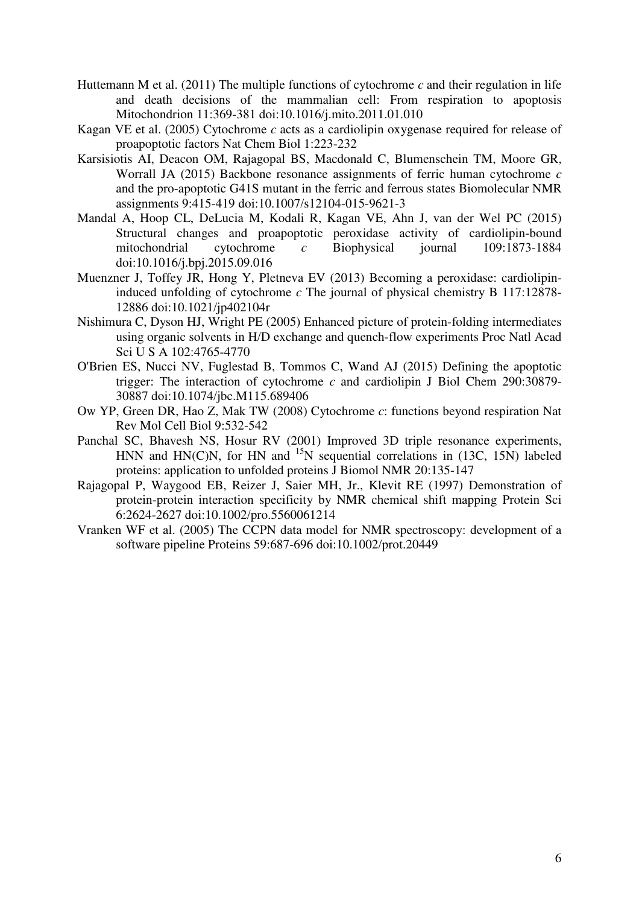Huttemann M et al. (2011) The multiple functions of cytochrome *c* and their regulation in life and death decisions of the mammalian cell: From respiration to apoptosis Mitochondrion 11:369-381 doi:10.1016/j.mito.2011.01.010

Kagan VE et al. (2005) Cytochrome *c* acts as a cardiolipin oxygenase required for release of proapoptotic factors Nat Chem Biol 1:223-232

Karsisiotis AI, Deacon OM, Rajagopal BS, Macdonald C, Blumenschein TM, Moore GR, Worrall JA (2015) Backbone resonance assignments of ferric human cytochrome *c* and the pro-apoptotic G41S mutant in the ferric and ferrous states Biomolecular NMR assignments 9:415-419 doi:10.1007/s12104-015-9621-3

Mandal A, Hoop CL, DeLucia M, Kodali R, Kagan VE, Ahn J, van der Wel PC (2015) Structural changes and proapoptotic peroxidase activity of cardiolipin-bound mitochondrial cytochrome *c* Biophysical journal 109:1873-1884 doi:10.1016/j.bpj.2015.09.016

Muenzner J, Toffey JR, Hong Y, Pletneva EV (2013) Becoming a peroxidase: cardiolipin-induced unfolding of cytochrome *c* The journal of physical chemistry B 117:12878-12886 doi:10.1021/jp402104r

Nishimura C, Dyson HJ, Wright PE (2005) Enhanced picture of protein-folding intermediates using organic solvents in H/D exchange and quench-flow experiments Proc Natl Acad Sci U S A 102:4765-4770

O'Brien ES, Nucci NV, Fuglestad B, Tommos C, Wand AJ (2015) Defining the apoptotic trigger: The interaction of cytochrome *c* and cardiolipin J Biol Chem 290:30879-30887 doi:10.1074/jbc.M115.689406

Ow YP, Green DR, Hao Z, Mak TW (2008) Cytochrome *c*: functions beyond respiration Nat Rev Mol Cell Biol 9:532-542

Panchal SC, Bhavesh NS, Hosur RV (2001) Improved 3D triple resonance experiments, HNN and HN(C)N, for HN and $^{15}$N sequential correlations in (13C, 15N) labeled proteins: application to unfolded proteins J Biomol NMR 20:135-147

Rajagopal P, Waygood EB, Reizer J, Saier MH, Jr., Klevit RE (1997) Demonstration of protein-protein interaction specificity by NMR chemical shift mapping Protein Sci 6:2624-2627 doi:10.1002/pro.5560061214

Vranken WF et al. (2005) The CCPN data model for NMR spectroscopy: development of a software pipeline Proteins 59:687-696 doi:10.1002/prot.20449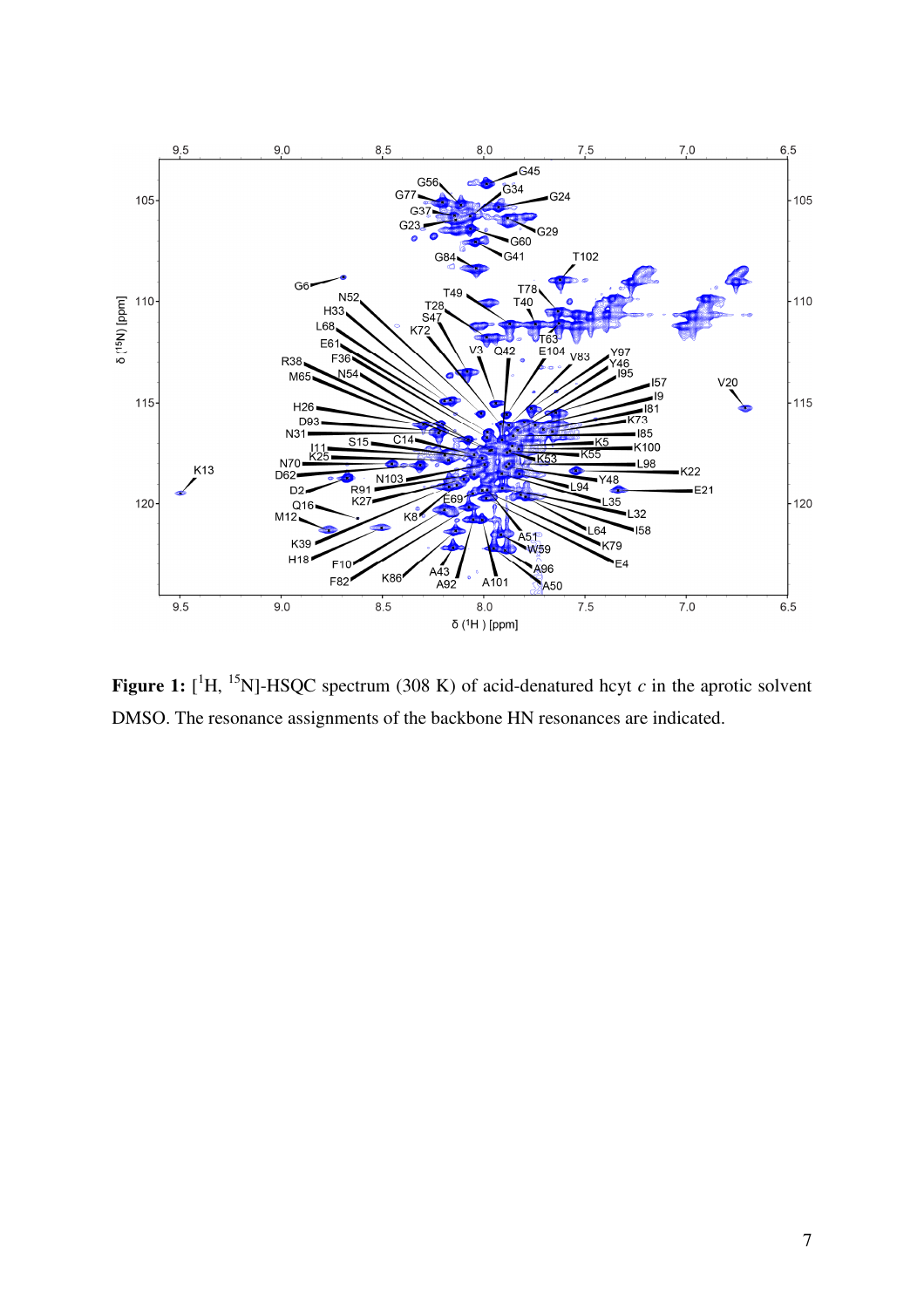δ (¹H ) [ppm]

δ (¹⁵N) [ppm]

9.5 9.0 8.5 8.0 7.5 7.0 6.5

105 110 115 120

G45 G56 G34 G77 G24 G37 G23 G29 G60 G84 G41 T102 G6 N52 T49 T78 H33 T28 T40 S47 L68 K72 T63 E61 V3 Q42 E104 V83 Y97 R38 F36 Y46 M65 N54 I95 I57 V20 H26 I9 I81 D93 K73 N31 I85 S15 C14 K5 I11 K100 K25 K55 K53 N70 L98 K13 D62 K22 N103 Y48 D2 R91 L94 E21 K27 E69 L35 Q16 K8 L32 M12 L64 I58 A51 K39 W59 K79 H18 E4 F10 A96 A43 K86 F82 A92 A101 A50

**Figure 1:** [$^{1}$H, $^{15}$N]-HSQC spectrum (308 K) of acid-denatured hcyt *c* in the aprotic solvent DMSO. The resonance assignments of the backbone HN resonances are indicated.